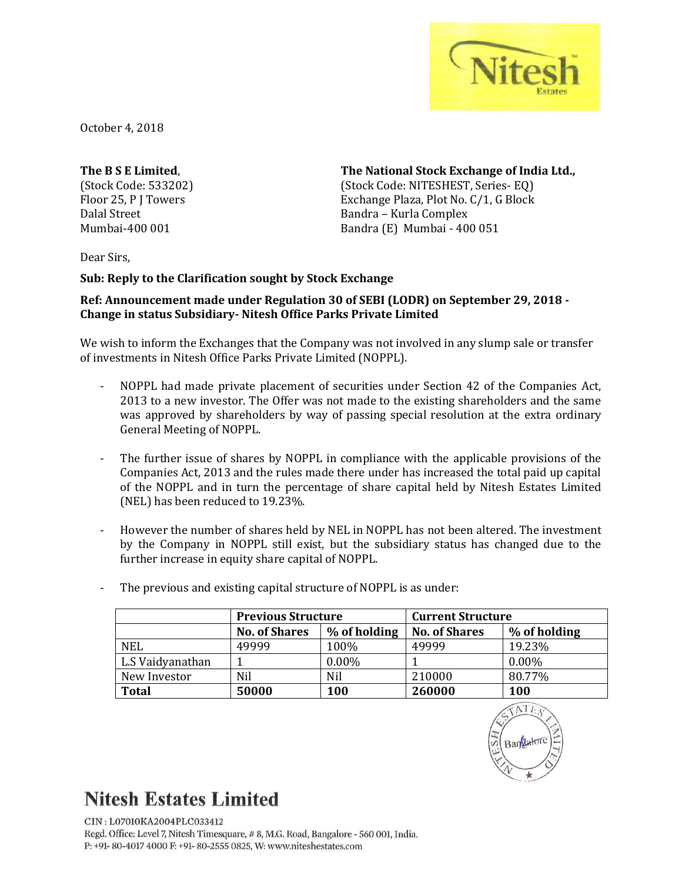October 4, 2018

**The B S E Limited**,
(Stock Code: 533202)
Floor 25, P J Towers
Dalal Street
Mumbai-400 001

**The National Stock Exchange of India Ltd.,**
(Stock Code: NITESHEST, Series- EQ)
Exchange Plaza, Plot No. C/1, G Block
Bandra – Kurla Complex
Bandra (E) Mumbai - 400 051

Dear Sirs,

**Sub: Reply to the Clarification sought by Stock Exchange**

**Ref: Announcement made under Regulation 30 of SEBI (LODR) on September 29, 2018 - Change in status Subsidiary- Nitesh Office Parks Private Limited**

We wish to inform the Exchanges that the Company was not involved in any slump sale or transfer of investments in Nitesh Office Parks Private Limited (NOPPL).

- NOPPL had made private placement of securities under Section 42 of the Companies Act, 2013 to a new investor. The Offer was not made to the existing shareholders and the same was approved by shareholders by way of passing special resolution at the extra ordinary General Meeting of NOPPL.

- The further issue of shares by NOPPL in compliance with the applicable provisions of the Companies Act, 2013 and the rules made there under has increased the total paid up capital of the NOPPL and in turn the percentage of share capital held by Nitesh Estates Limited (NEL) has been reduced to 19.23%.

- However the number of shares held by NEL in NOPPL has not been altered. The investment by the Company in NOPPL still exist, but the subsidiary status has changed due to the further increase in equity share capital of NOPPL.

- The previous and existing capital structure of NOPPL is as under:

| | **Previous Structure** | | **Current Structure** | |
|---|---|---|---|---|
| | **No. of Shares** | **% of holding** | **No. of Shares** | **% of holding** |
| NEL | 49999 | 100% | 49999 | 19.23% |
| L.S Vaidyanathan | 1 | 0.00% | 1 | 0.00% |
| New Investor | Nil | Nil | 210000 | 80.77% |
| **Total** | **50000** | **100** | **260000** | **100** |

**Nitesh Estates Limited**

CIN : L07010KA2004PLC033412
Regd. Office: Level 7, Nitesh Timesquare, # 8, M.G. Road, Bangalore - 560 001, India.
P: +91- 80-4017 4000 F: +91- 80-2555 0825, W: www.niteshestates.com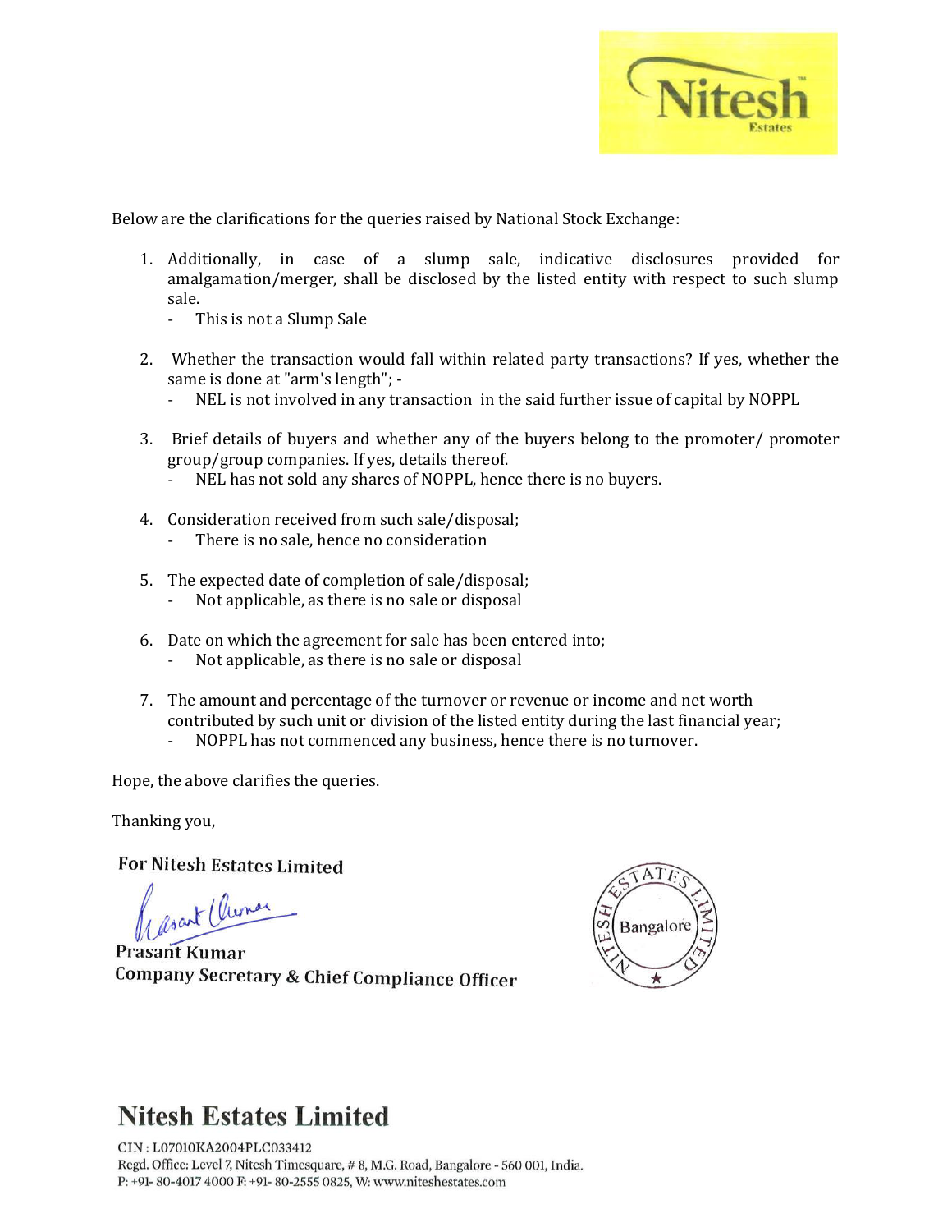Below are the clarifications for the queries raised by National Stock Exchange:

1. Additionally, in case of a slump sale, indicative disclosures provided for amalgamation/merger, shall be disclosed by the listed entity with respect to such slump sale.
   - This is not a Slump Sale

2. Whether the transaction would fall within related party transactions? If yes, whether the same is done at "arm's length"; -
   - NEL is not involved in any transaction in the said further issue of capital by NOPPL

3. Brief details of buyers and whether any of the buyers belong to the promoter/ promoter group/group companies. If yes, details thereof.
   - NEL has not sold any shares of NOPPL, hence there is no buyers.

4. Consideration received from such sale/disposal;
   - There is no sale, hence no consideration

5. The expected date of completion of sale/disposal;
   - Not applicable, as there is no sale or disposal

6. Date on which the agreement for sale has been entered into;
   - Not applicable, as there is no sale or disposal

7. The amount and percentage of the turnover or revenue or income and net worth contributed by such unit or division of the listed entity during the last financial year;
   - NOPPL has not commenced any business, hence there is no turnover.

Hope, the above clarifies the queries.

Thanking you,

**For Nitesh Estates Limited**

Prasant Kumar
Company Secretary & Chief Compliance Officer

NITESH ESTATES LIMITED
Bangalore

**Nitesh Estates Limited**

CIN : L07010KA2004PLC033412
Regd. Office: Level 7, Nitesh Timesquare, # 8, M.G. Road, Bangalore - 560 001, India.
P: +91- 80-4017 4000 F: +91- 80-2555 0825, W: www.niteshestates.com